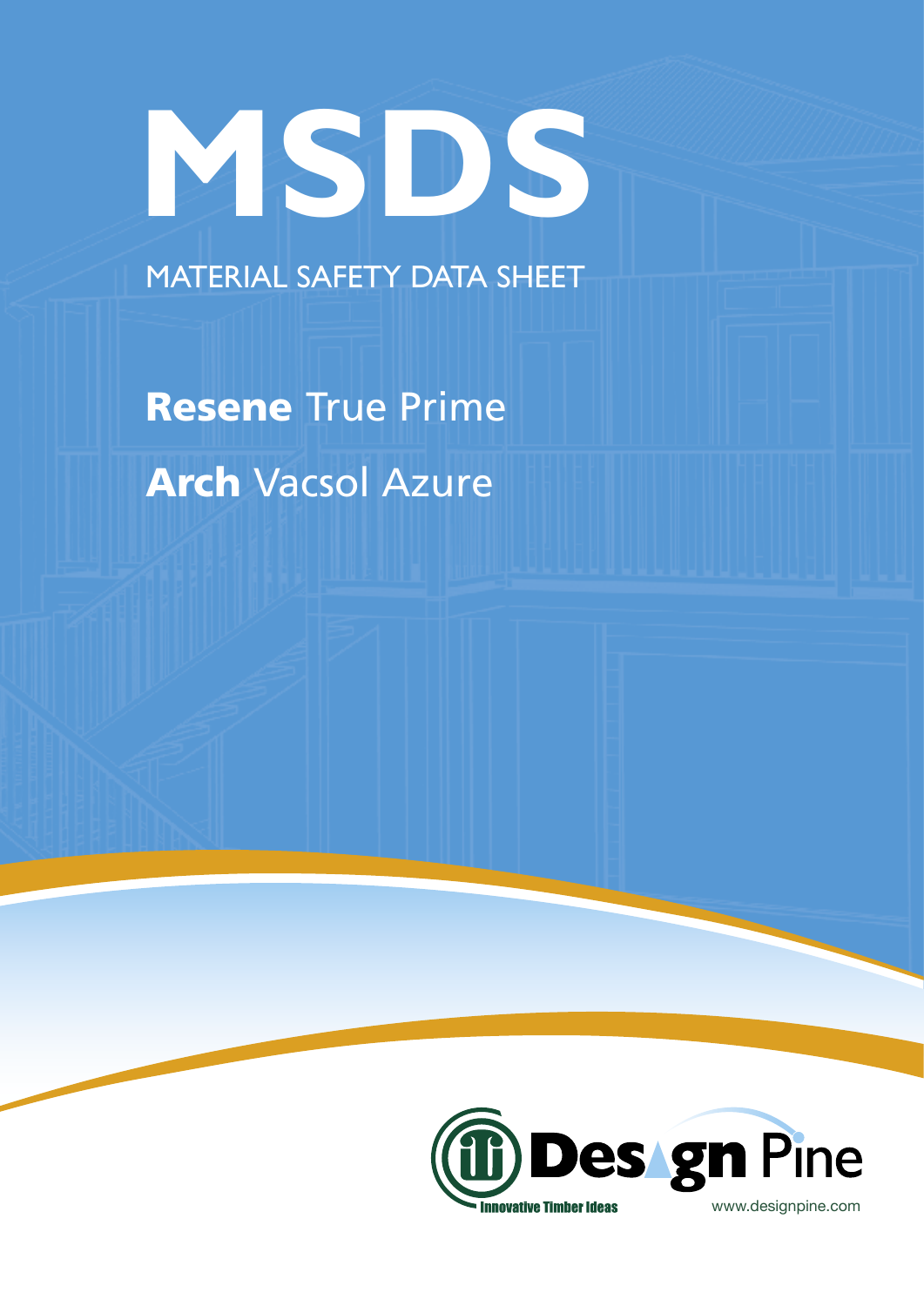# MSDS

MATERIAL SAFETY DATA SHEET

## **Resene** True Prime

## **Arch** Vacsol Azure

Design Pine

Innovative Timber Ideas

www.designpine.com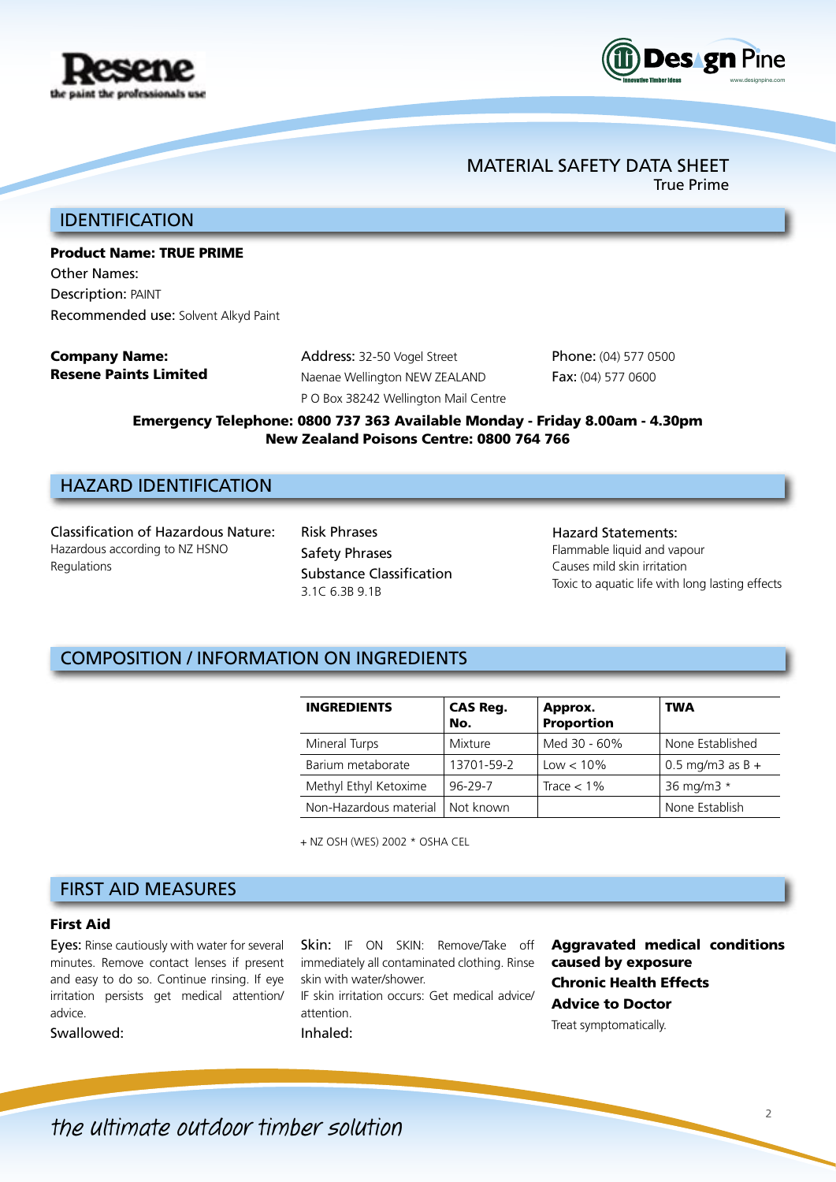# MATERIAL SAFETY DATA SHEET

True Prime

## IDENTIFICATION

**Product Name: TRUE PRIME**

Other Names:

Description: PAINT

Recommended use: Solvent Alkyd Paint

**Company Name:**
**Resene Paints Limited**

Address: 32-50 Vogel Street
Naenae Wellington NEW ZEALAND
P O Box 38242 Wellington Mail Centre

Phone: (04) 577 0500
Fax: (04) 577 0600

**Emergency Telephone: 0800 737 363 Available Monday - Friday 8.00am - 4.30pm**
**New Zealand Poisons Centre: 0800 764 766**

## HAZARD IDENTIFICATION

Classification of Hazardous Nature:
Hazardous according to NZ HSNO Regulations

Risk Phrases

Safety Phrases

Substance Classification
3.1C 6.3B 9.1B

Hazard Statements:
Flammable liquid and vapour
Causes mild skin irritation
Toxic to aquatic life with long lasting effects

## COMPOSITION / INFORMATION ON INGREDIENTS

| INGREDIENTS | CAS Reg. No. | Approx. Proportion | TWA |
|---|---|---|---|
| Mineral Turps | Mixture | Med 30 - 60% | None Established |
| Barium metaborate | 13701-59-2 | Low < 10% | 0.5 mg/m3 as B + |
| Methyl Ethyl Ketoxime | 96-29-7 | Trace < 1% | 36 mg/m3 * |
| Non-Hazardous material | Not known | | None Establish |

+ NZ OSH (WES) 2002 * OSHA CEL

## FIRST AID MEASURES

### First Aid

Eyes: Rinse cautiously with water for several minutes. Remove contact lenses if present and easy to do so. Continue rinsing. If eye irritation persists get medical attention/ advice.

Swallowed:

Skin: IF ON SKIN: Remove/Take off immediately all contaminated clothing. Rinse skin with water/shower.
IF skin irritation occurs: Get medical advice/ attention.

Inhaled:

**Aggravated medical conditions caused by exposure**

**Chronic Health Effects**

**Advice to Doctor**

Treat symptomatically.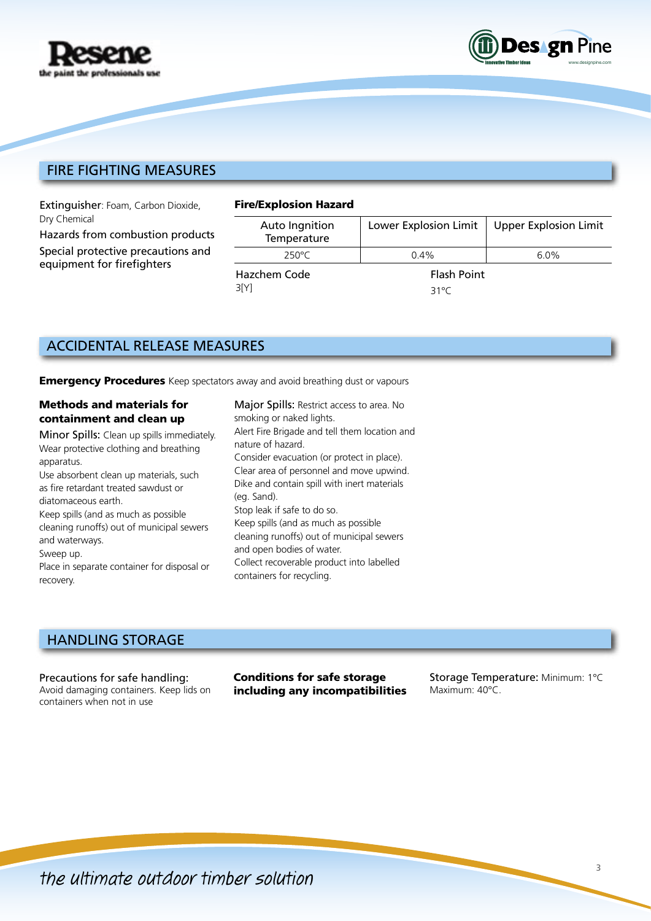## FIRE FIGHTING MEASURES

Extinguisher: Foam, Carbon Dioxide, Dry Chemical

Hazards from combustion products

Special protective precautions and equipment for firefighters

**Fire/Explosion Hazard**

| Auto Ingnition Temperature | Lower Explosion Limit | Upper Explosion Limit |
|---|---|---|
| 250°C | 0.4% | 6.0% |

Hazchem Code
3[Y]

Flash Point
31°C

## ACCIDENTAL RELEASE MEASURES

**Emergency Procedures** Keep spectators away and avoid breathing dust or vapours

### Methods and materials for containment and clean up

Minor Spills: Clean up spills immediately.
Wear protective clothing and breathing apparatus.
Use absorbent clean up materials, such as fire retardant treated sawdust or diatomaceous earth.
Keep spills (and as much as possible cleaning runoffs) out of municipal sewers and waterways.
Sweep up.
Place in separate container for disposal or recovery.

Major Spills: Restrict access to area. No smoking or naked lights.
Alert Fire Brigade and tell them location and nature of hazard.
Consider evacuation (or protect in place).
Clear area of personnel and move upwind.
Dike and contain spill with inert materials (eg. Sand).
Stop leak if safe to do so.
Keep spills (and as much as possible cleaning runoffs) out of municipal sewers and open bodies of water.
Collect recoverable product into labelled containers for recycling.

## HANDLING STORAGE

Precautions for safe handling:
Avoid damaging containers. Keep lids on containers when not in use

**Conditions for safe storage including any incompatibilities**

Storage Temperature: Minimum: 1°C
Maximum: 40°C.

*the ultimate outdoor timber solution*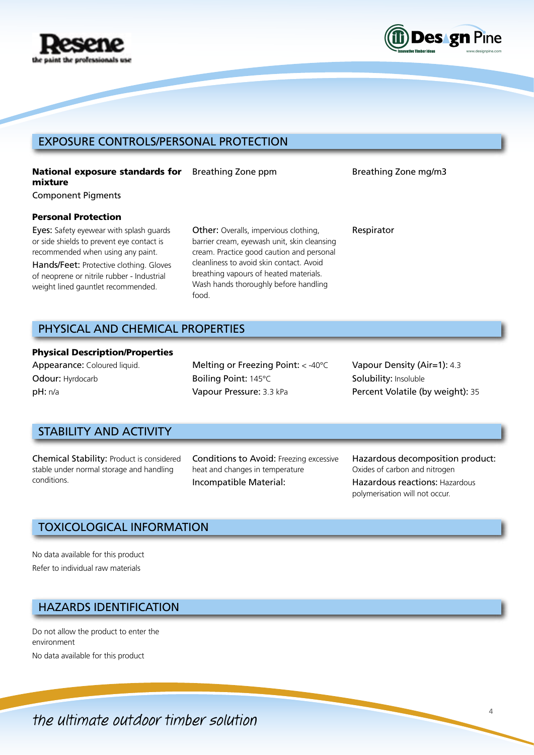## EXPOSURE CONTROLS/PERSONAL PROTECTION

**National exposure standards for mixture**

Component Pigments

Breathing Zone ppm

Breathing Zone mg/m3

**Personal Protection**

Eyes: Safety eyewear with splash guards or side shields to prevent eye contact is recommended when using any paint.

Hands/Feet: Protective clothing. Gloves of neoprene or nitrile rubber - Industrial weight lined gauntlet recommended.

Other: Overalls, impervious clothing, barrier cream, eyewash unit, skin cleansing cream. Practice good caution and personal cleanliness to avoid skin contact. Avoid breathing vapours of heated materials. Wash hands thoroughly before handling food.

Respirator

## PHYSICAL AND CHEMICAL PROPERTIES

**Physical Description/Properties**

Appearance: Coloured liquid.

Odour: Hyrdocarb

pH: n/a

Melting or Freezing Point: < -40°C

Boiling Point: 145°C

Vapour Pressure: 3.3 kPa

Vapour Density (Air=1): 4.3

Solubility: Insoluble

Percent Volatile (by weight): 35

## STABILITY AND ACTIVITY

Chemical Stability: Product is considered stable under normal storage and handling conditions.

Conditions to Avoid: Freezing excessive heat and changes in temperature

Incompatible Material:

Hazardous decomposition product: Oxides of carbon and nitrogen

Hazardous reactions: Hazardous polymerisation will not occur.

## TOXICOLOGICAL INFORMATION

No data available for this product

Refer to individual raw materials

## HAZARDS IDENTIFICATION

Do not allow the product to enter the environment

No data available for this product

*the ultimate outdoor timber solution*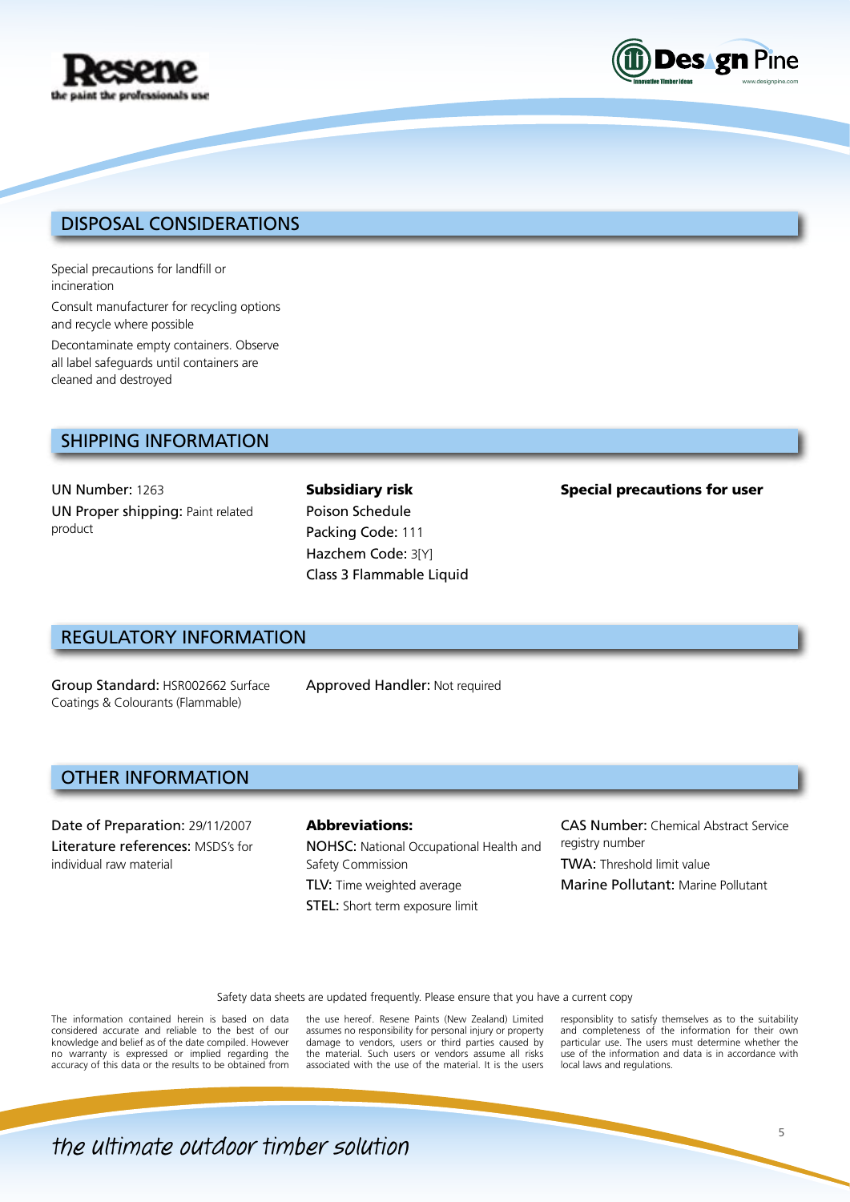## DISPOSAL CONSIDERATIONS

Special precautions for landfill or incineration

Consult manufacturer for recycling options and recycle where possible

Decontaminate empty containers. Observe all label safeguards until containers are cleaned and destroyed

## SHIPPING INFORMATION

UN Number: 1263

UN Proper shipping: Paint related product

**Subsidiary risk**

Poison Schedule

Packing Code: 111

Hazchem Code: 3[Y]

Class 3 Flammable Liquid

**Special precautions for user**

## REGULATORY INFORMATION

Group Standard: HSR002662 Surface Coatings & Colourants (Flammable)

Approved Handler: Not required

## OTHER INFORMATION

Date of Preparation: 29/11/2007

Literature references: MSDS's for individual raw material

**Abbreviations:**

NOHSC: National Occupational Health and Safety Commission

TLV: Time weighted average

STEL: Short term exposure limit

CAS Number: Chemical Abstract Service registry number

TWA: Threshold limit value

Marine Pollutant: Marine Pollutant

Safety data sheets are updated frequently. Please ensure that you have a current copy

The information contained herein is based on data considered accurate and reliable to the best of our knowledge and belief as of the date compiled. However no warranty is expressed or implied regarding the accuracy of this data or the results to be obtained from the use hereof. Resene Paints (New Zealand) Limited assumes no responsibility for personal injury or property damage to vendors, users or third parties caused by the material. Such users or vendors assume all risks associated with the use of the material. It is the users responsiblity to satisfy themselves as to the suitability and completeness of the information for their own particular use. The users must determine whether the use of the information and data is in accordance with local laws and regulations.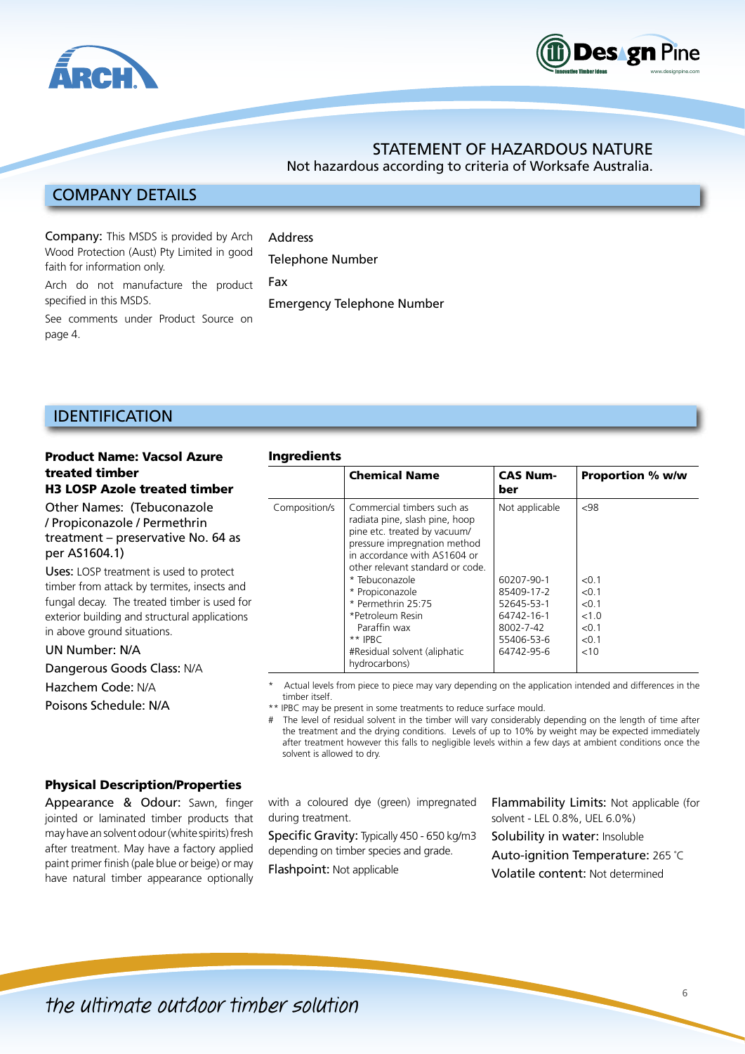## STATEMENT OF HAZARDOUS NATURE

Not hazardous according to criteria of Worksafe Australia.

## COMPANY DETAILS

**Company:** This MSDS is provided by Arch Wood Protection (Aust) Pty Limited in good faith for information only.

Arch do not manufacture the product specified in this MSDS.

See comments under Product Source on page 4.

Address

Telephone Number

Fax

Emergency Telephone Number

## IDENTIFICATION

### Product Name: Vacsol Azure treated timber
### H3 LOSP Azole treated timber

Other Names: (Tebuconazole / Propiconazole / Permethrin treatment – preservative No. 64 as per AS1604.1)

**Uses:** LOSP treatment is used to protect timber from attack by termites, insects and fungal decay. The treated timber is used for exterior building and structural applications in above ground situations.

UN Number: N/A

Dangerous Goods Class: N/A

Hazchem Code: N/A

Poisons Schedule: N/A

### Ingredients

| | Chemical Name | CAS Number | Proportion % w/w |
|---|---|---|---|
| Composition/s | Commercial timbers such as radiata pine, slash pine, hoop pine etc. treated by vacuum/ pressure impregnation method in accordance with AS1604 or other relevant standard or code. | Not applicable | <98 |
| | * Tebuconazole | 60207-90-1 | <0.1 |
| | * Propiconazole | 85409-17-2 | <0.1 |
| | * Permethrin 25:75 | 52645-53-1 | <0.1 |
| | *Petroleum Resin | 64742-16-1 | <1.0 |
| | Paraffin wax | 8002-7-42 | <0.1 |
| | ** IPBC | 55406-53-6 | <0.1 |
| | #Residual solvent (aliphatic hydrocarbons) | 64742-95-6 | <10 |

\* Actual levels from piece to piece may vary depending on the application intended and differences in the timber itself.

\*\* IPBC may be present in some treatments to reduce surface mould.

\# The level of residual solvent in the timber will vary considerably depending on the length of time after the treatment and the drying conditions. Levels of up to 10% by weight may be expected immediately after treatment however this falls to negligible levels within a few days at ambient conditions once the solvent is allowed to dry.

### Physical Description/Properties

**Appearance & Odour:** Sawn, finger jointed or laminated timber products that may have an solvent odour (white spirits) fresh after treatment. May have a factory applied paint primer finish (pale blue or beige) or may have natural timber appearance optionally with a coloured dye (green) impregnated during treatment.

**Specific Gravity:** Typically 450 - 650 kg/m3 depending on timber species and grade.

**Flashpoint:** Not applicable

**Flammability Limits:** Not applicable (for solvent - LEL 0.8%, UEL 6.0%)

**Solubility in water:** Insoluble

**Auto-ignition Temperature:** 265 °C

**Volatile content:** Not determined

*the ultimate outdoor timber solution*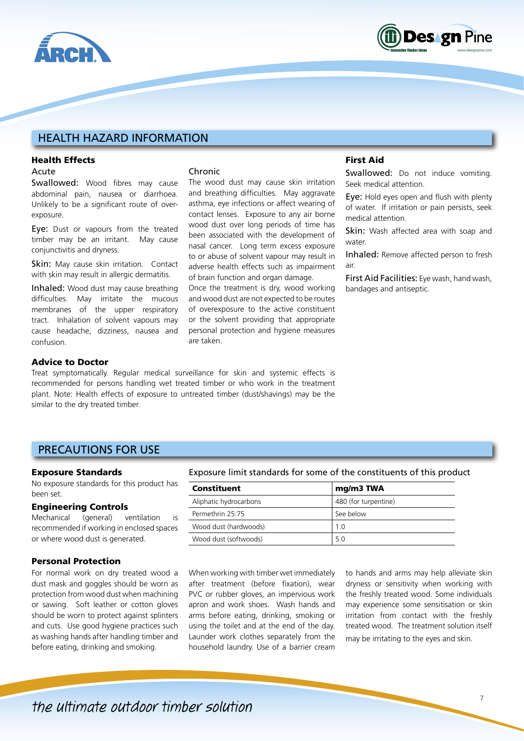## HEALTH HAZARD INFORMATION

### Health Effects

#### Acute

Swallowed: Wood fibres may cause abdominal pain, nausea or diarrhoea. Unlikely to be a significant route of over-exposure.

Eye: Dust or vapours from the treated timber may be an irritant. May cause conjunctivitis and dryness.

Skin: May cause skin irritation. Contact with skin may result in allergic dermatitis.

Inhaled: Wood dust may cause breathing difficulties. May irritate the mucous membranes of the upper respiratory tract. Inhalation of solvent vapours may cause headache, dizziness, nausea and confusion.

#### Chronic

The wood dust may cause skin irritation and breathing difficulties. May aggravate asthma, eye infections or affect wearing of contact lenses. Exposure to any air borne wood dust over long periods of time has been associated with the development of nasal cancer. Long term excess exposure to or abuse of solvent vapour may result in adverse health effects such as impairment of brain function and organ damage.

Once the treatment is dry, wood working and wood dust are not expected to be routes of overexposure to the active constituent or the solvent providing that appropriate personal protection and hygiene measures are taken.

### First Aid

Swallowed: Do not induce vomiting. Seek medical attention.

Eye: Hold eyes open and flush with plenty of water. If irritation or pain persists, seek medical attention.

Skin: Wash affected area with soap and water.

Inhaled: Remove affected person to fresh air.

First Aid Facilities: Eye wash, hand wash, bandages and antiseptic.

### Advice to Doctor

Treat symptomatically. Regular medical surveillance for skin and systemic effects is recommended for persons handling wet treated timber or who work in the treatment plant. Note: Health effects of exposure to untreated timber (dust/shavings) may be the similar to the dry treated timber.

## PRECAUTIONS FOR USE

### Exposure Standards

No exposure standards for this product has been set.

### Engineering Controls

Mechanical (general) ventilation is recommended if working in enclosed spaces or where wood dust is generated.

Exposure limit standards for some of the constituents of this product

| Constituent | mg/m3 TWA |
|---|---|
| Aliphatic hydrocarbons | 480 (for turpentine) |
| Permethrin 25:75 | See below |
| Wood dust (hardwoods) | 1.0 |
| Wood dust (softwoods) | 5.0 |

### Personal Protection

For normal work on dry treated wood a dust mask and goggles should be worn as protection from wood dust when machining or sawing. Soft leather or cotton gloves should be worn to protect against splinters and cuts. Use good hygiene practices such as washing hands after handling timber and before eating, drinking and smoking.

When working with timber wet immediately after treatment (before fixation), wear PVC or rubber gloves, an impervious work apron and work shoes. Wash hands and arms before eating, drinking, smoking or using the toilet and at the end of the day. Launder work clothes separately from the household laundry. Use of a barrier cream to hands and arms may help alleviate skin dryness or sensitivity when working with the freshly treated wood. Some individuals may experience some sensitisation or skin irritation from contact with the freshly treated wood. The treatment solution itself may be irritating to the eyes and skin.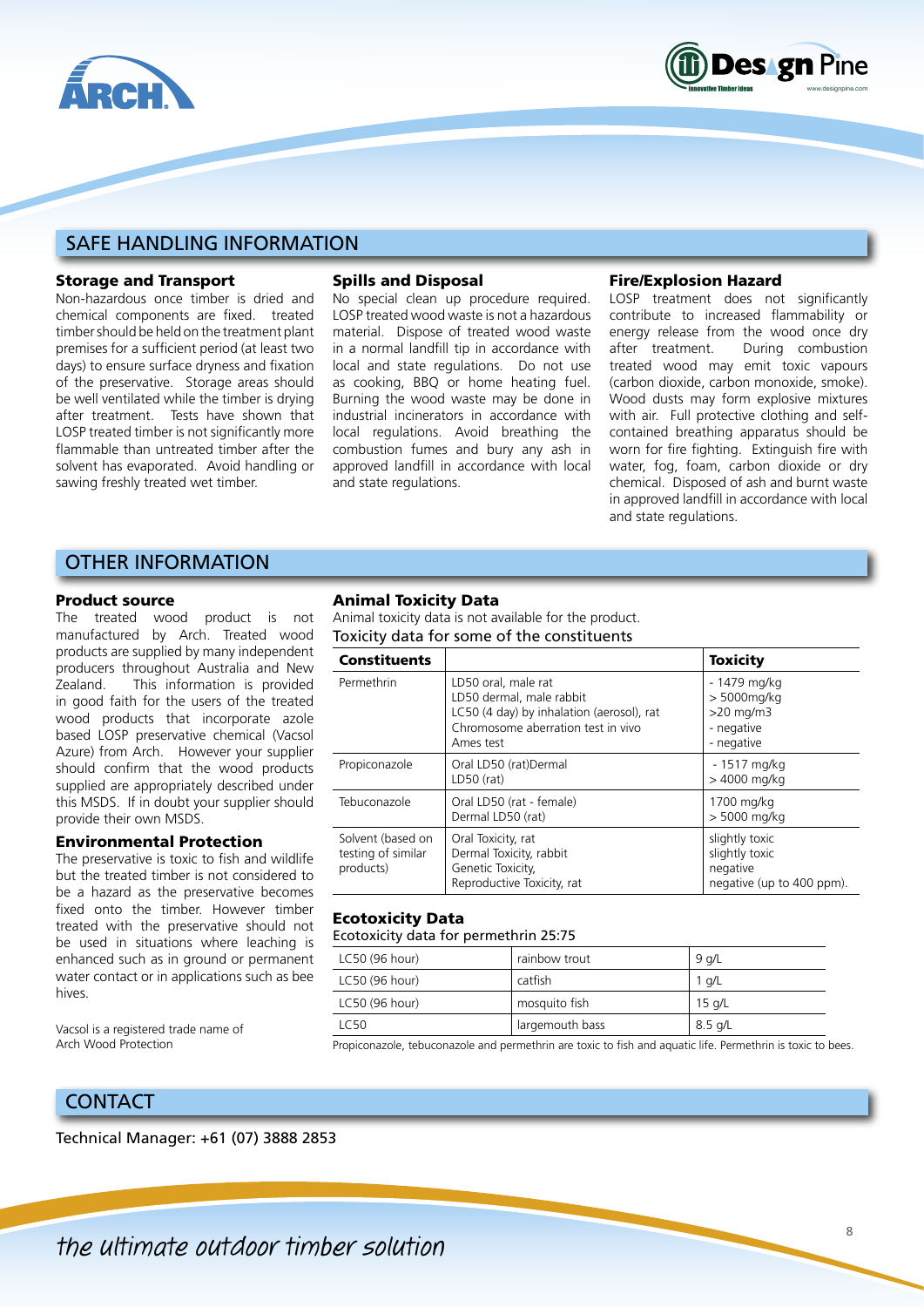## SAFE HANDLING INFORMATION

### Storage and Transport

Non-hazardous once timber is dried and chemical components are fixed. treated timber should be held on the treatment plant premises for a sufficient period (at least two days) to ensure surface dryness and fixation of the preservative. Storage areas should be well ventilated while the timber is drying after treatment. Tests have shown that LOSP treated timber is not significantly more flammable than untreated timber after the solvent has evaporated. Avoid handling or sawing freshly treated wet timber.

### Spills and Disposal

No special clean up procedure required. LOSP treated wood waste is not a hazardous material. Dispose of treated wood waste in a normal landfill tip in accordance with local and state regulations. Do not use as cooking, BBQ or home heating fuel. Burning the wood waste may be done in industrial incinerators in accordance with local regulations. Avoid breathing the combustion fumes and bury any ash in approved landfill in accordance with local and state regulations.

### Fire/Explosion Hazard

LOSP treatment does not significantly contribute to increased flammability or energy release from the wood once dry after treatment. During combustion treated wood may emit toxic vapours (carbon dioxide, carbon monoxide, smoke). Wood dusts may form explosive mixtures with air. Full protective clothing and self-contained breathing apparatus should be worn for fire fighting. Extinguish fire with water, fog, foam, carbon dioxide or dry chemical. Disposed of ash and burnt waste in approved landfill in accordance with local and state regulations.

## OTHER INFORMATION

### Product source

The treated wood product is not manufactured by Arch. Treated wood products are supplied by many independent producers throughout Australia and New Zealand. This information is provided in good faith for the users of the treated wood products that incorporate azole based LOSP preservative chemical (Vacsol Azure) from Arch. However your supplier should confirm that the wood products supplied are appropriately described under this MSDS. If in doubt your supplier should provide their own MSDS.

### Environmental Protection

The preservative is toxic to fish and wildlife but the treated timber is not considered to be a hazard as the preservative becomes fixed onto the timber. However timber treated with the preservative should not be used in situations where leaching is enhanced such as in ground or permanent water contact or in applications such as bee hives.

Vacsol is a registered trade name of Arch Wood Protection

### Animal Toxicity Data

Animal toxicity data is not available for the product.

Toxicity data for some of the constituents

| Constituents | | Toxicity |
|---|---|---|
| Permethrin | LD50 oral, male rat<br>LD50 dermal, male rabbit<br>LC50 (4 day) by inhalation (aerosol), rat<br>Chromosome aberration test in vivo<br>Ames test | - 1479 mg/kg<br>> 5000mg/kg<br>>20 mg/m3<br>- negative<br>- negative |
| Propiconazole | Oral LD50 (rat)Dermal<br>LD50 (rat) | - 1517 mg/kg<br>> 4000 mg/kg |
| Tebuconazole | Oral LD50 (rat - female)<br>Dermal LD50 (rat) | 1700 mg/kg<br>> 5000 mg/kg |
| Solvent (based on testing of similar products) | Oral Toxicity, rat<br>Dermal Toxicity, rabbit<br>Genetic Toxicity,<br>Reproductive Toxicity, rat | slightly toxic<br>slightly toxic<br>negative<br>negative (up to 400 ppm). |

### Ecotoxicity Data

Ecotoxicity data for permethrin 25:75

| | | |
|---|---|---|
| LC50 (96 hour) | rainbow trout | 9 g/L |
| LC50 (96 hour) | catfish | 1 g/L |
| LC50 (96 hour) | mosquito fish | 15 g/L |
| LC50 | largemouth bass | 8.5 g/L |

Propiconazole, tebuconazole and permethrin are toxic to fish and aquatic life. Permethrin is toxic to bees.

## CONTACT

Technical Manager: +61 (07) 3888 2853